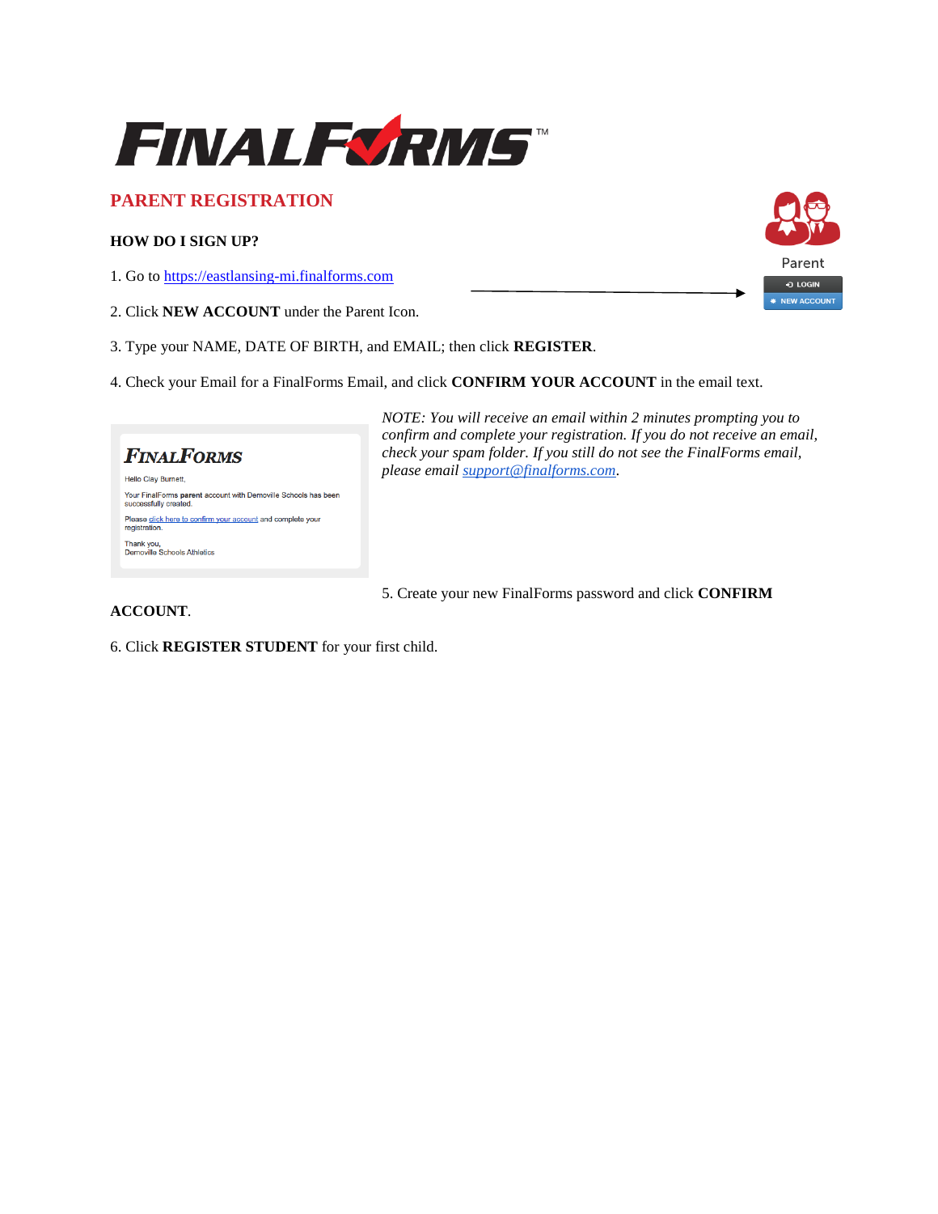# PARENT REGISTRATION

**HOW DO I SIGN UP?**

1. Go to [https://eastlansing-mi.finalforms.com](https://eastlansing-mi.finalforms.com)

2. Click **NEW ACCOUNT** under the Parent Icon.

3. Type your NAME, DATE OF BIRTH, and EMAIL; then click **REGISTER**.

4. Check your Email for a FinalForms Email, and click **CONFIRM YOUR ACCOUNT** in the email text.

*NOTE: You will receive an email within 2 minutes prompting you to confirm and complete your registration. If you do not receive an email, check your spam folder. If you still do not see the FinalForms email, please email [support@finalforms.com](mailto:support@finalforms.com).*

5. Create your new FinalForms password and click **CONFIRM ACCOUNT**.

6. Click **REGISTER STUDENT** for your first child.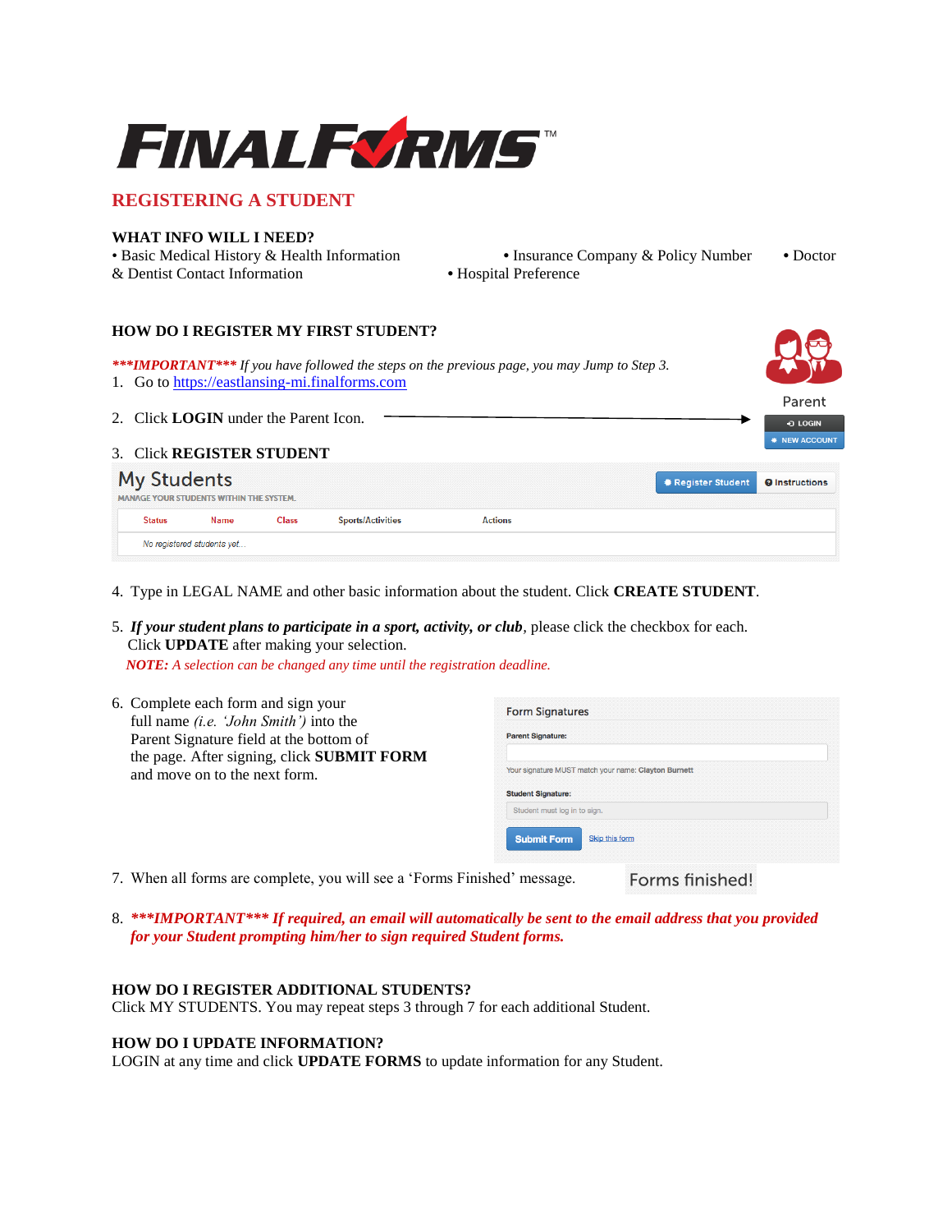# FINALFORMS™

## REGISTERING A STUDENT

### WHAT INFO WILL I NEED?

• Basic Medical History & Health Information • Insurance Company & Policy Number • Doctor & Dentist Contact Information • Hospital Preference

### HOW DO I REGISTER MY FIRST STUDENT?

***IMPORTANT*** *If you have followed the steps on the previous page, you may Jump to Step 3.*

1. Go to https://eastlansing-mi.finalforms.com
2. Click **LOGIN** under the Parent Icon. →

Parent
LOGIN
NEW ACCOUNT

3. Click **REGISTER STUDENT**

My Students
MANAGE YOUR STUDENTS WITHIN THE SYSTEM.
Register Student | Instructions

| Status | Name | Class | Sports/Activities | Actions |
|---|---|---|---|---|
| *No registered students yet...* | | | | |

4. Type in LEGAL NAME and other basic information about the student. Click **CREATE STUDENT**.
5. ***If your student plans to participate in a sport, activity, or club***, please click the checkbox for each. Click **UPDATE** after making your selection.
   ***NOTE:*** *A selection can be changed any time until the registration deadline.*
6. Complete each form and sign your full name *(i.e. 'John Smith')* into the Parent Signature field at the bottom of the page. After signing, click **SUBMIT FORM** and move on to the next form.

Form Signatures
Parent Signature:
Your signature MUST match your name: Clayton Burnett
Student Signature:
Student must log in to sign.
Submit Form | Skip this form

7. When all forms are complete, you will see a 'Forms Finished' message.

Forms finished!

8. ***\*\*\*IMPORTANT\*\*\* If required, an email will automatically be sent to the email address that you provided for your Student prompting him/her to sign required Student forms.***

### HOW DO I REGISTER ADDITIONAL STUDENTS?

Click MY STUDENTS. You may repeat steps 3 through 7 for each additional Student.

### HOW DO I UPDATE INFORMATION?

LOGIN at any time and click **UPDATE FORMS** to update information for any Student.